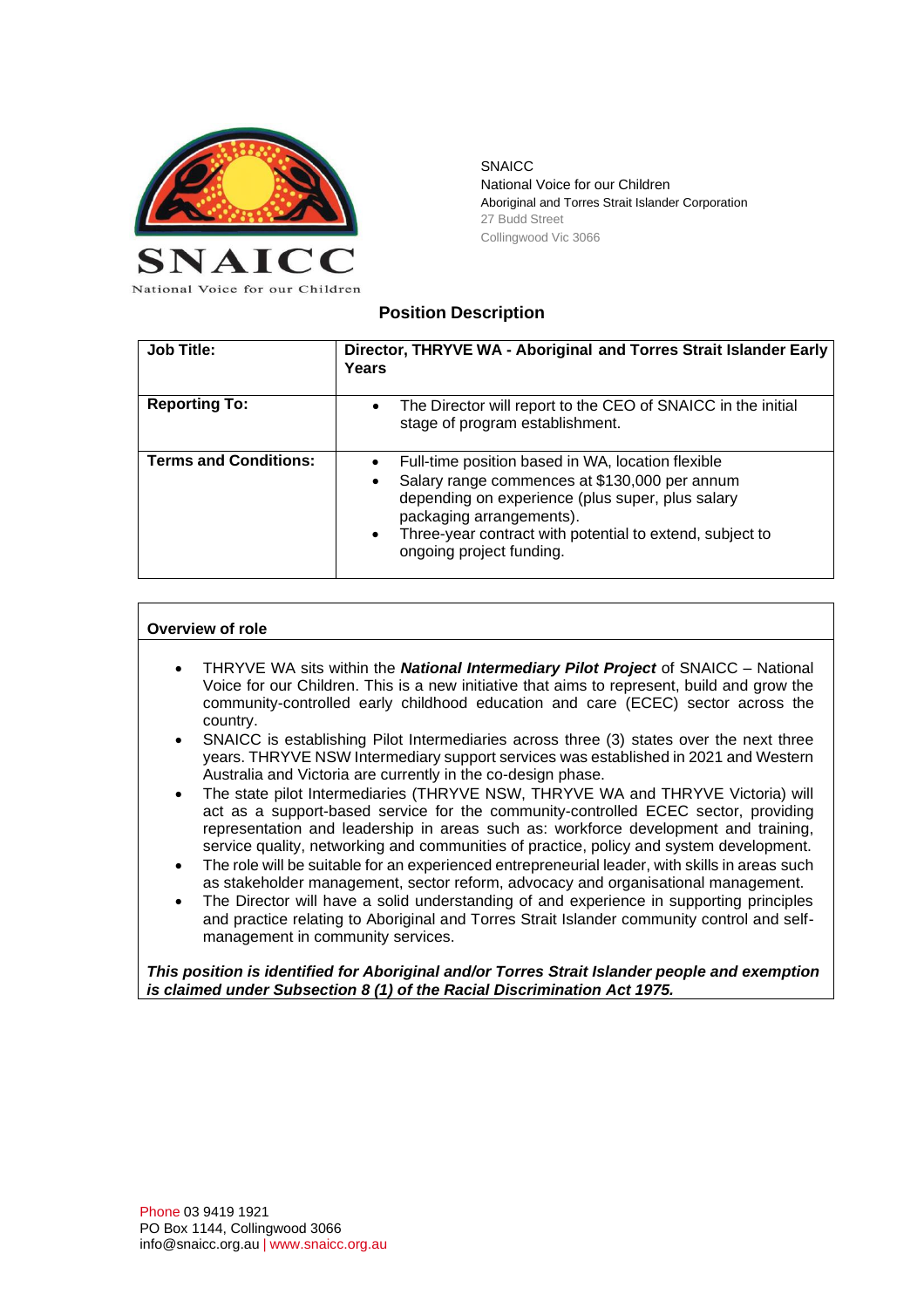SNAICC
National Voice for our Children
Aboriginal and Torres Strait Islander Corporation
27 Budd Street
Collingwood Vic 3066

## Position Description

| Job Title: | Director, THRYVE WA - Aboriginal and Torres Strait Islander Early Years |
|---|---|
| Reporting To: | • The Director will report to the CEO of SNAICC in the initial stage of program establishment. |
| Terms and Conditions: | • Full-time position based in WA, location flexible<br>• Salary range commences at $130,000 per annum depending on experience (plus super, plus salary packaging arrangements).<br>• Three-year contract with potential to extend, subject to ongoing project funding. |

### Overview of role

- THRYVE WA sits within the ***National Intermediary Pilot Project*** of SNAICC – National Voice for our Children. This is a new initiative that aims to represent, build and grow the community-controlled early childhood education and care (ECEC) sector across the country.
- SNAICC is establishing Pilot Intermediaries across three (3) states over the next three years. THRYVE NSW Intermediary support services was established in 2021 and Western Australia and Victoria are currently in the co-design phase.
- The state pilot Intermediaries (THRYVE NSW, THRYVE WA and THRYVE Victoria) will act as a support-based service for the community-controlled ECEC sector, providing representation and leadership in areas such as: workforce development and training, service quality, networking and communities of practice, policy and system development.
- The role will be suitable for an experienced entrepreneurial leader, with skills in areas such as stakeholder management, sector reform, advocacy and organisational management.
- The Director will have a solid understanding of and experience in supporting principles and practice relating to Aboriginal and Torres Strait Islander community control and self-management in community services.

***This position is identified for Aboriginal and/or Torres Strait Islander people and exemption is claimed under Subsection 8 (1) of the Racial Discrimination Act 1975.***

Phone 03 9419 1921
PO Box 1144, Collingwood 3066
info@snaicc.org.au | www.snaicc.org.au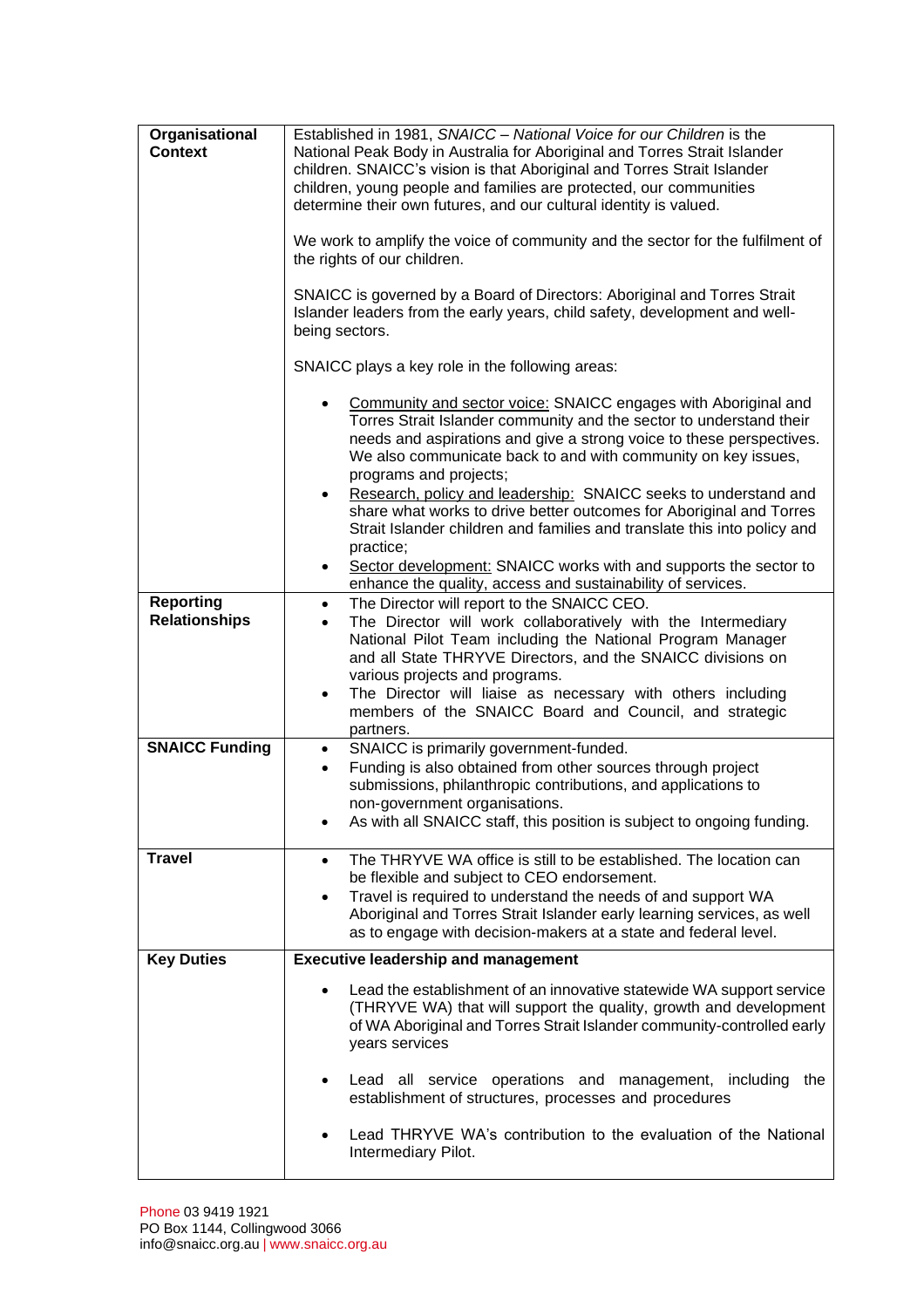| | |
|---|---|
| **Organisational Context** | Established in 1981, *SNAICC – National Voice for our Children* is the National Peak Body in Australia for Aboriginal and Torres Strait Islander children. SNAICC's vision is that Aboriginal and Torres Strait Islander children, young people and families are protected, our communities determine their own futures, and our cultural identity is valued.<br><br>We work to amplify the voice of community and the sector for the fulfilment of the rights of our children.<br><br>SNAICC is governed by a Board of Directors: Aboriginal and Torres Strait Islander leaders from the early years, child safety, development and well-being sectors.<br><br>SNAICC plays a key role in the following areas:<br><br>• Community and sector voice: SNAICC engages with Aboriginal and Torres Strait Islander community and the sector to understand their needs and aspirations and give a strong voice to these perspectives. We also communicate back to and with community on key issues, programs and projects;<br>• Research, policy and leadership: SNAICC seeks to understand and share what works to drive better outcomes for Aboriginal and Torres Strait Islander children and families and translate this into policy and practice;<br>• Sector development: SNAICC works with and supports the sector to enhance the quality, access and sustainability of services. |
| **Reporting Relationships** | • The Director will report to the SNAICC CEO.<br>• The Director will work collaboratively with the Intermediary National Pilot Team including the National Program Manager and all State THRYVE Directors, and the SNAICC divisions on various projects and programs.<br>• The Director will liaise as necessary with others including members of the SNAICC Board and Council, and strategic partners. |
| **SNAICC Funding** | • SNAICC is primarily government-funded.<br>• Funding is also obtained from other sources through project submissions, philanthropic contributions, and applications to non-government organisations.<br>• As with all SNAICC staff, this position is subject to ongoing funding. |
| **Travel** | • The THRYVE WA office is still to be established. The location can be flexible and subject to CEO endorsement.<br>• Travel is required to understand the needs of and support WA Aboriginal and Torres Strait Islander early learning services, as well as to engage with decision-makers at a state and federal level. |
| **Key Duties** | **Executive leadership and management**<br><br>• Lead the establishment of an innovative statewide WA support service (THRYVE WA) that will support the quality, growth and development of WA Aboriginal and Torres Strait Islander community-controlled early years services<br><br>• Lead all service operations and management, including the establishment of structures, processes and procedures<br><br>• Lead THRYVE WA's contribution to the evaluation of the National Intermediary Pilot. |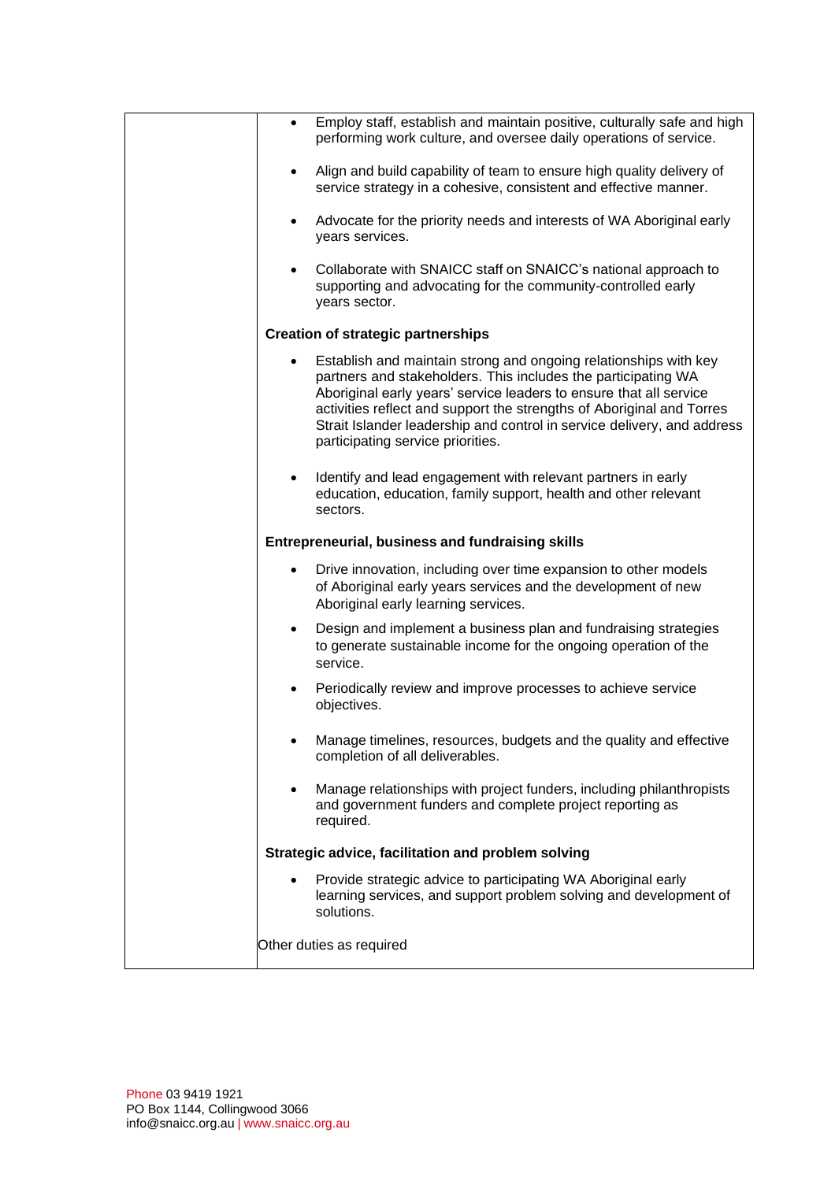| | <ul><li>Employ staff, establish and maintain positive, culturally safe and high performing work culture, and oversee daily operations of service.</li><li>Align and build capability of team to ensure high quality delivery of service strategy in a cohesive, consistent and effective manner.</li><li>Advocate for the priority needs and interests of WA Aboriginal early years services.</li><li>Collaborate with SNAICC staff on SNAICC's national approach to supporting and advocating for the community-controlled early years sector.</li></ul>**Creation of strategic partnerships**<ul><li>Establish and maintain strong and ongoing relationships with key partners and stakeholders. This includes the participating WA Aboriginal early years' service leaders to ensure that all service activities reflect and support the strengths of Aboriginal and Torres Strait Islander leadership and control in service delivery, and address participating service priorities.</li><li>Identify and lead engagement with relevant partners in early education, education, family support, health and other relevant sectors.</li></ul>**Entrepreneurial, business and fundraising skills**<ul><li>Drive innovation, including over time expansion to other models of Aboriginal early years services and the development of new Aboriginal early learning services.</li><li>Design and implement a business plan and fundraising strategies to generate sustainable income for the ongoing operation of the service.</li><li>Periodically review and improve processes to achieve service objectives.</li><li>Manage timelines, resources, budgets and the quality and effective completion of all deliverables.</li><li>Manage relationships with project funders, including philanthropists and government funders and complete project reporting as required.</li></ul>**Strategic advice, facilitation and problem solving**<ul><li>Provide strategic advice to participating WA Aboriginal early learning services, and support problem solving and development of solutions.</li></ul>Other duties as required |
|---|---|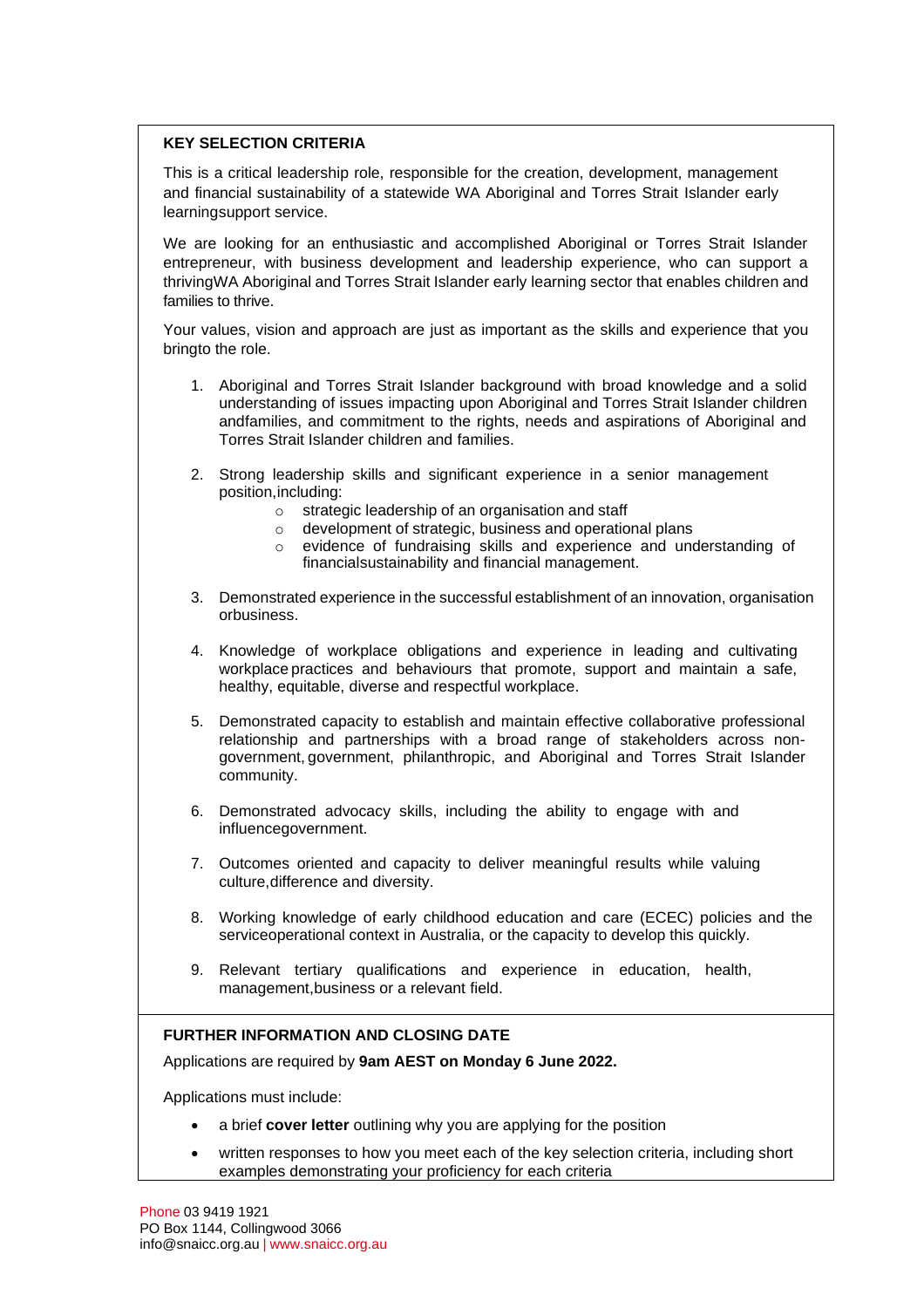## KEY SELECTION CRITERIA

This is a critical leadership role, responsible for the creation, development, management and financial sustainability of a statewide WA Aboriginal and Torres Strait Islander early learningsupport service.

We are looking for an enthusiastic and accomplished Aboriginal or Torres Strait Islander entrepreneur, with business development and leadership experience, who can support a thrivingWA Aboriginal and Torres Strait Islander early learning sector that enables children and families to thrive.

Your values, vision and approach are just as important as the skills and experience that you bringto the role.

1. Aboriginal and Torres Strait Islander background with broad knowledge and a solid understanding of issues impacting upon Aboriginal and Torres Strait Islander children andfamilies, and commitment to the rights, needs and aspirations of Aboriginal and Torres Strait Islander children and families.

2. Strong leadership skills and significant experience in a senior management position,including:
   - strategic leadership of an organisation and staff
   - development of strategic, business and operational plans
   - evidence of fundraising skills and experience and understanding of financialsustainability and financial management.

3. Demonstrated experience in the successful establishment of an innovation, organisation orbusiness.

4. Knowledge of workplace obligations and experience in leading and cultivating workplace practices and behaviours that promote, support and maintain a safe, healthy, equitable, diverse and respectful workplace.

5. Demonstrated capacity to establish and maintain effective collaborative professional relationship and partnerships with a broad range of stakeholders across non-government, government, philanthropic, and Aboriginal and Torres Strait Islander community.

6. Demonstrated advocacy skills, including the ability to engage with and influencegovernment.

7. Outcomes oriented and capacity to deliver meaningful results while valuing culture,difference and diversity.

8. Working knowledge of early childhood education and care (ECEC) policies and the serviceoperational context in Australia, or the capacity to develop this quickly.

9. Relevant tertiary qualifications and experience in education, health, management,business or a relevant field.

## FURTHER INFORMATION AND CLOSING DATE

Applications are required by **9am AEST on Monday 6 June 2022.**

Applications must include:

- a brief **cover letter** outlining why you are applying for the position
- written responses to how you meet each of the key selection criteria, including short examples demonstrating your proficiency for each criteria

Phone 03 9419 1921
PO Box 1144, Collingwood 3066
info@snaicc.org.au | www.snaicc.org.au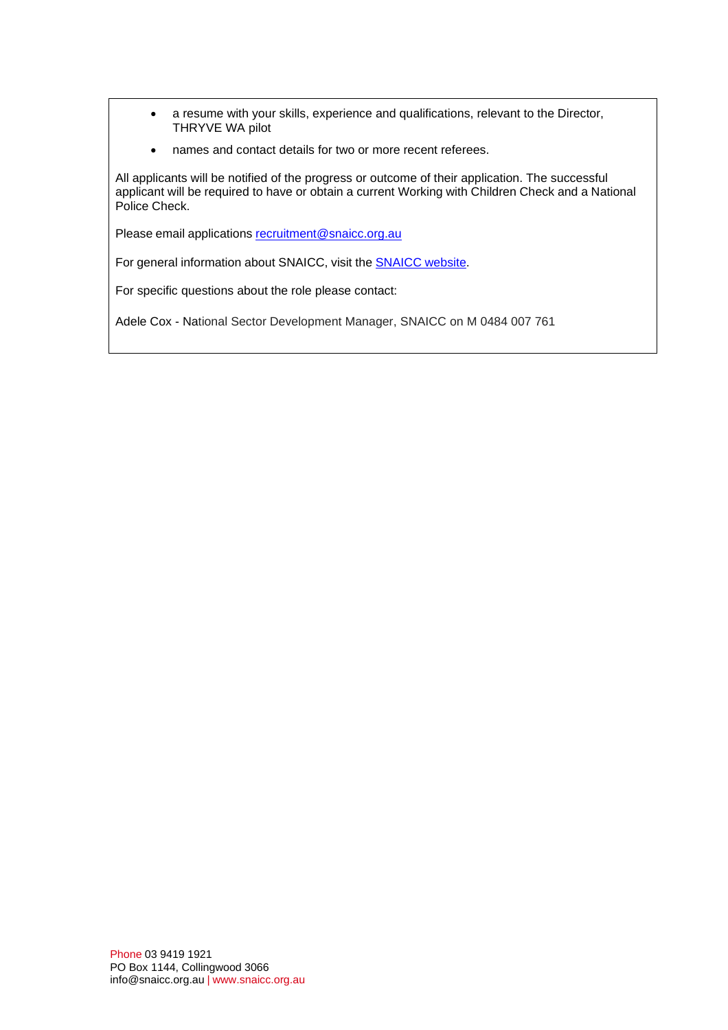- a resume with your skills, experience and qualifications, relevant to the Director, THRYVE WA pilot
- names and contact details for two or more recent referees.

All applicants will be notified of the progress or outcome of their application. The successful applicant will be required to have or obtain a current Working with Children Check and a National Police Check.

Please email applications recruitment@snaicc.org.au

For general information about SNAICC, visit the SNAICC website.

For specific questions about the role please contact:

Adele Cox - National Sector Development Manager, SNAICC on M 0484 007 761

Phone 03 9419 1921
PO Box 1144, Collingwood 3066
info@snaicc.org.au | www.snaicc.org.au